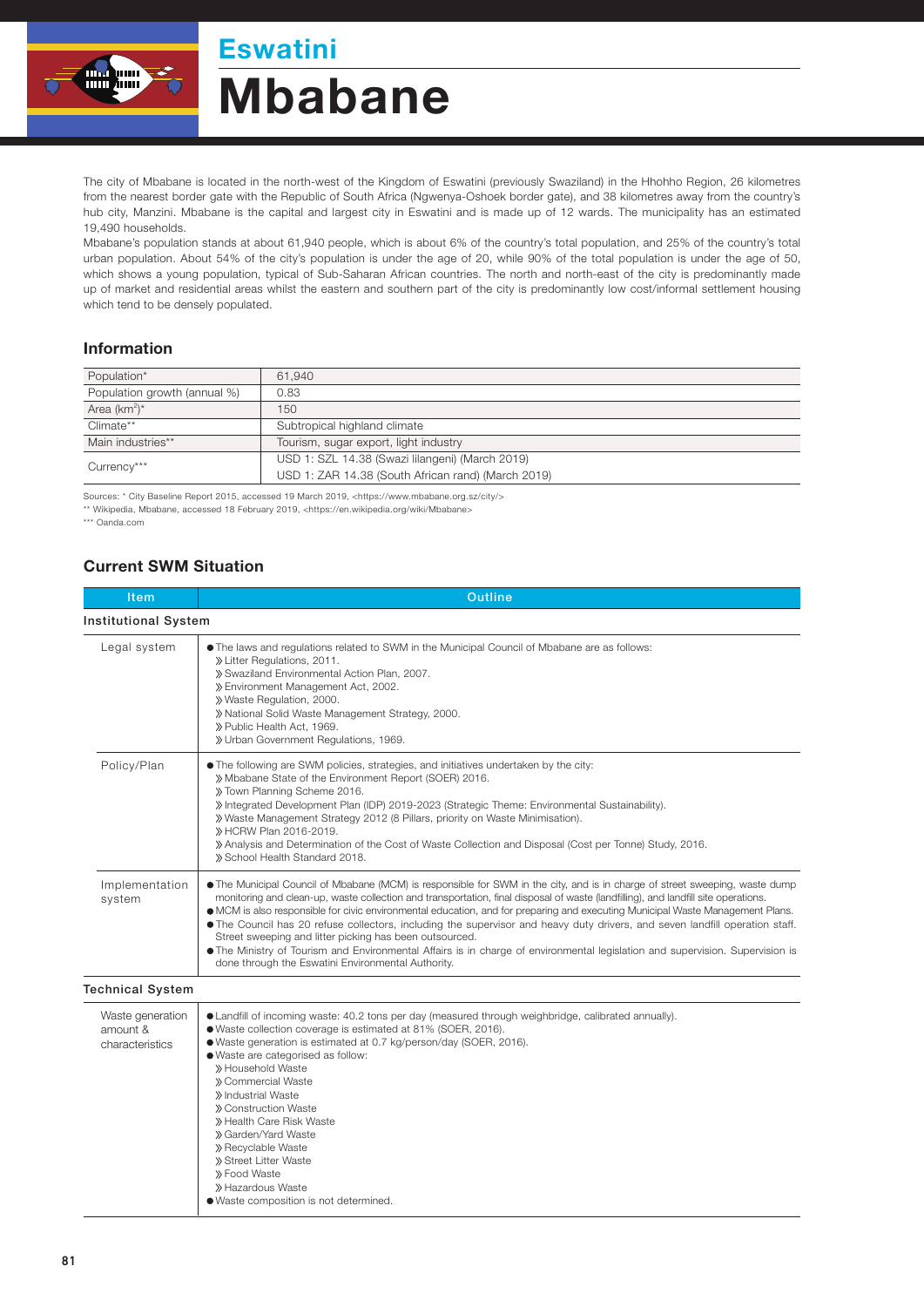# Eswatini

# Mbabane

The city of Mbabane is located in the north-west of the Kingdom of Eswatini (previously Swaziland) in the Hhohho Region, 26 kilometres from the nearest border gate with the Republic of South Africa (Ngwenya-Oshoek border gate), and 38 kilometres away from the country's hub city, Manzini. Mbabane is the capital and largest city in Eswatini and is made up of 12 wards. The municipality has an estimated 19,490 households.

Mbabane's population stands at about 61,940 people, which is about 6% of the country's total population, and 25% of the country's total urban population. About 54% of the city's population is under the age of 20, while 90% of the total population is under the age of 50, which shows a young population, typical of Sub-Saharan African countries. The north and north-east of the city is predominantly made up of market and residential areas whilst the eastern and southern part of the city is predominantly low cost/informal settlement housing which tend to be densely populated.

## Information

| | |
|---|---|
| Population* | 61,940 |
| Population growth (annual %) | 0.83 |
| Area (km$^2$)* | 150 |
| Climate** | Subtropical highland climate |
| Main industries** | Tourism, sugar export, light industry |
| Currency*** | USD 1: SZL 14.38 (Swazi lilangeni) (March 2019)<br>USD 1: ZAR 14.38 (South African rand) (March 2019) |

Sources: * City Baseline Report 2015, accessed 19 March 2019, <https://www.mbabane.org.sz/city/>
** Wikipedia, Mbabane, accessed 18 February 2019, <https://en.wikipedia.org/wiki/Mbabane>
*** Oanda.com

## Current SWM Situation

| Item | Outline |
|---|---|
| **Institutional System** | |
| Legal system | ● The laws and regulations related to SWM in the Municipal Council of Mbabane are as follows:<br>》Litter Regulations, 2011.<br>》Swaziland Environmental Action Plan, 2007.<br>》Environment Management Act, 2002.<br>》Waste Regulation, 2000.<br>》National Solid Waste Management Strategy, 2000.<br>》Public Health Act, 1969.<br>》Urban Government Regulations, 1969. |
| Policy/Plan | ● The following are SWM policies, strategies, and initiatives undertaken by the city:<br>》Mbabane State of the Environment Report (SOER) 2016.<br>》Town Planning Scheme 2016.<br>》Integrated Development Plan (IDP) 2019-2023 (Strategic Theme: Environmental Sustainability).<br>》Waste Management Strategy 2012 (8 Pillars, priority on Waste Minimisation).<br>》HCRW Plan 2016-2019.<br>》Analysis and Determination of the Cost of Waste Collection and Disposal (Cost per Tonne) Study, 2016.<br>》School Health Standard 2018. |
| Implementation system | ● The Municipal Council of Mbabane (MCM) is responsible for SWM in the city, and is in charge of street sweeping, waste dump monitoring and clean-up, waste collection and transportation, final disposal of waste (landfilling), and landfill site operations.<br>● MCM is also responsible for civic environmental education, and for preparing and executing Municipal Waste Management Plans.<br>● The Council has 20 refuse collectors, including the supervisor and heavy duty drivers, and seven landfill operation staff. Street sweeping and litter picking has been outsourced.<br>● The Ministry of Tourism and Environmental Affairs is in charge of environmental legislation and supervision. Supervision is done through the Eswatini Environmental Authority. |
| **Technical System** | |
| Waste generation amount & characteristics | ● Landfill of incoming waste: 40.2 tons per day (measured through weighbridge, calibrated annually).<br>● Waste collection coverage is estimated at 81% (SOER, 2016).<br>● Waste generation is estimated at 0.7 kg/person/day (SOER, 2016).<br>● Waste are categorised as follow:<br>》Household Waste<br>》Commercial Waste<br>》Industrial Waste<br>》Construction Waste<br>》Health Care Risk Waste<br>》Garden/Yard Waste<br>》Recyclable Waste<br>》Street Litter Waste<br>》Food Waste<br>》Hazardous Waste<br>● Waste composition is not determined. |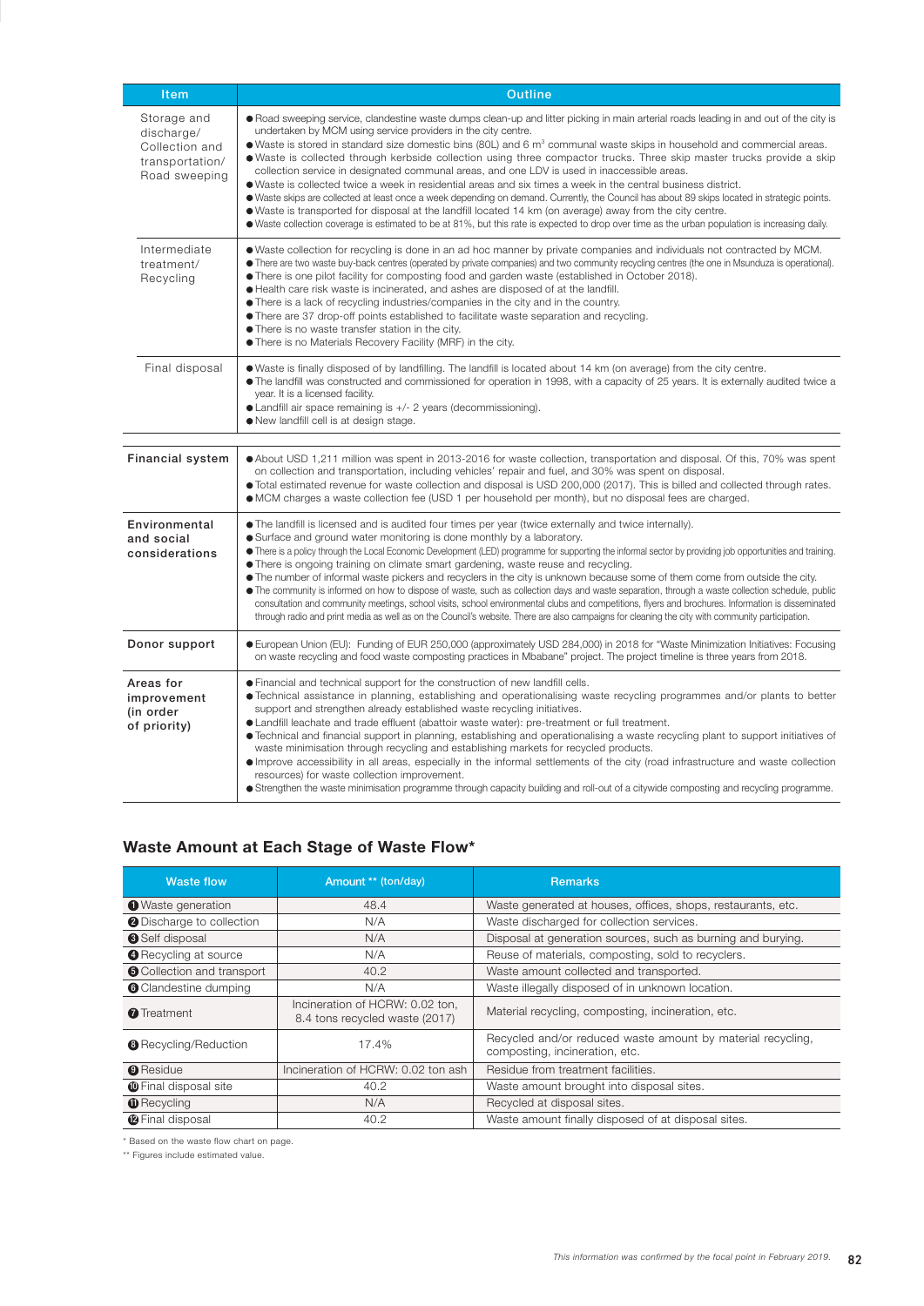| Item | Outline |
|---|---|
| Storage and discharge/ Collection and transportation/ Road sweeping | ● Road sweeping service, clandestine waste dumps clean-up and litter picking in main arterial roads leading in and out of the city is undertaken by MCM using service providers in the city centre.<br>● Waste is stored in standard size domestic bins (80L) and 6 $m^3$ communal waste skips in household and commercial areas.<br>● Waste is collected through kerbside collection using three compactor trucks. Three skip master trucks provide a skip collection service in designated communal areas, and one LDV is used in inaccessible areas.<br>● Waste is collected twice a week in residential areas and six times a week in the central business district.<br>● Waste skips are collected at least once a week depending on demand. Currently, the Council has about 89 skips located in strategic points.<br>● Waste is transported for disposal at the landfill located 14 km (on average) away from the city centre.<br>● Waste collection coverage is estimated to be at 81%, but this rate is expected to drop over time as the urban population is increasing daily. |
| Intermediate treatment/ Recycling | ● Waste collection for recycling is done in an ad hoc manner by private companies and individuals not contracted by MCM.<br>● There are two waste buy-back centres (operated by private companies) and two community recycling centres (the one in Msunduza is operational).<br>● There is one pilot facility for composting food and garden waste (established in October 2018).<br>● Health care risk waste is incinerated, and ashes are disposed of at the landfill.<br>● There is a lack of recycling industries/companies in the city and in the country.<br>● There are 37 drop-off points established to facilitate waste separation and recycling.<br>● There is no waste transfer station in the city.<br>● There is no Materials Recovery Facility (MRF) in the city. |
| Final disposal | ● Waste is finally disposed of by landfilling. The landfill is located about 14 km (on average) from the city centre.<br>● The landfill was constructed and commissioned for operation in 1998, with a capacity of 25 years. It is externally audited twice a year. It is a licensed facility.<br>● Landfill air space remaining is +/- 2 years (decommissioning).<br>● New landfill cell is at design stage. |
| Financial system | ● About USD 1,211 million was spent in 2013-2016 for waste collection, transportation and disposal. Of this, 70% was spent on collection and transportation, including vehicles' repair and fuel, and 30% was spent on disposal.<br>● Total estimated revenue for waste collection and disposal is USD 200,000 (2017). This is billed and collected through rates.<br>● MCM charges a waste collection fee (USD 1 per household per month), but no disposal fees are charged. |
| Environmental and social considerations | ● The landfill is licensed and is audited four times per year (twice externally and twice internally).<br>● Surface and ground water monitoring is done monthly by a laboratory.<br>● There is a policy through the Local Economic Development (LED) programme for supporting the informal sector by providing job opportunities and training.<br>● There is ongoing training on climate smart gardening, waste reuse and recycling.<br>● The number of informal waste pickers and recyclers in the city is unknown because some of them come from outside the city.<br>● The community is informed on how to dispose of waste, such as collection days and waste separation, through a waste collection schedule, public consultation and community meetings, school visits, school environmental clubs and competitions, flyers and brochures. Information is disseminated through radio and print media as well as on the Council's website. There are also campaigns for cleaning the city with community participation. |
| Donor support | ● European Union (EU): Funding of EUR 250,000 (approximately USD 284,000) in 2018 for "Waste Minimization Initiatives: Focusing on waste recycling and food waste composting practices in Mbabane" project. The project timeline is three years from 2018. |
| Areas for improvement (in order of priority) | ● Financial and technical support for the construction of new landfill cells.<br>● Technical assistance in planning, establishing and operationalising waste recycling programmes and/or plants to better support and strengthen already established waste recycling initiatives.<br>● Landfill leachate and trade effluent (abattoir waste water): pre-treatment or full treatment.<br>● Technical and financial support in planning, establishing and operationalising a waste recycling plant to support initiatives of waste minimisation through recycling and establishing markets for recycled products.<br>● Improve accessibility in all areas, especially in the informal settlements of the city (road infrastructure and waste collection resources) for waste collection improvement.<br>● Strengthen the waste minimisation programme through capacity building and roll-out of a citywide composting and recycling programme. |

## Waste Amount at Each Stage of Waste Flow*

| Waste flow | Amount ** (ton/day) | Remarks |
|---|---|---|
| ❶ Waste generation | 48.4 | Waste generated at houses, offices, shops, restaurants, etc. |
| ❷ Discharge to collection | N/A | Waste discharged for collection services. |
| ❸ Self disposal | N/A | Disposal at generation sources, such as burning and burying. |
| ❹ Recycling at source | N/A | Reuse of materials, composting, sold to recyclers. |
| ❺ Collection and transport | 40.2 | Waste amount collected and transported. |
| ❻ Clandestine dumping | N/A | Waste illegally disposed of in unknown location. |
| ❼ Treatment | Incineration of HCRW: 0.02 ton, 8.4 tons recycled waste (2017) | Material recycling, composting, incineration, etc. |
| ❽ Recycling/Reduction | 17.4% | Recycled and/or reduced waste amount by material recycling, composting, incineration, etc. |
| ❾ Residue | Incineration of HCRW: 0.02 ton ash | Residue from treatment facilities. |
| ❿ Final disposal site | 40.2 | Waste amount brought into disposal sites. |
| ⓫ Recycling | N/A | Recycled at disposal sites. |
| ⓬ Final disposal | 40.2 | Waste amount finally disposed of at disposal sites. |

* Based on the waste flow chart on page.

** Figures include estimated value.

*This information was confirmed by the focal point in February 2019.*